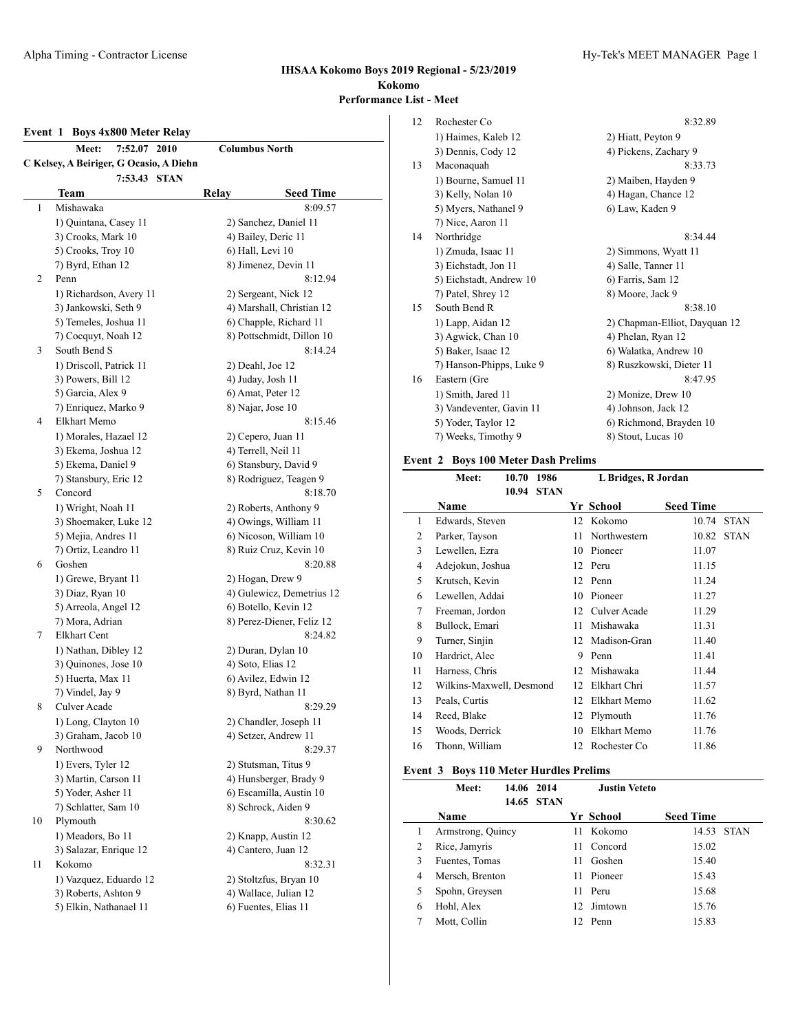# IHSAA Kokomo Boys 2019 Regional - 5/23/2019

## Kokomo

## Performance List - Meet

### Event 1 Boys 4x800 Meter Relay

Meet: 7:52.07 2010 Columbus North
C Kelsey, A Beiriger, G Ocasio, A Diehn
7:53.43 STAN

| | Team | Relay | Seed Time |
|---|---|---|---|
| 1 | Mishawaka | | 8:09.57 |
| | 1) Quintana, Casey 11 | 2) Sanchez, Daniel 11 | |
| | 3) Crooks, Mark 10 | 4) Bailey, Deric 11 | |
| | 5) Crooks, Troy 10 | 6) Hall, Levi 10 | |
| | 7) Byrd, Ethan 12 | 8) Jimenez, Devin 11 | |
| 2 | Penn | | 8:12.94 |
| | 1) Richardson, Avery 11 | 2) Sergeant, Nick 12 | |
| | 3) Jankowski, Seth 9 | 4) Marshall, Christian 12 | |
| | 5) Temeles, Joshua 11 | 6) Chapple, Richard 11 | |
| | 7) Cocquyt, Noah 12 | 8) Pottschmidt, Dillon 10 | |
| 3 | South Bend S | | 8:14.24 |
| | 1) Driscoll, Patrick 11 | 2) Deahl, Joe 12 | |
| | 3) Powers, Bill 12 | 4) Juday, Josh 11 | |
| | 5) Garcia, Alex 9 | 6) Amat, Peter 12 | |
| | 7) Enriquez, Marko 9 | 8) Najar, Jose 10 | |
| 4 | Elkhart Memo | | 8:15.46 |
| | 1) Morales, Hazael 12 | 2) Cepero, Juan 11 | |
| | 3) Ekema, Joshua 12 | 4) Terrell, Neil 11 | |
| | 5) Ekema, Daniel 9 | 6) Stansbury, David 9 | |
| | 7) Stansbury, Eric 12 | 8) Rodriguez, Teagen 9 | |
| 5 | Concord | | 8:18.70 |
| | 1) Wright, Noah 11 | 2) Roberts, Anthony 9 | |
| | 3) Shoemaker, Luke 12 | 4) Owings, William 11 | |
| | 5) Mejia, Andres 11 | 6) Nicoson, William 10 | |
| | 7) Ortiz, Leandro 11 | 8) Ruiz Cruz, Kevin 10 | |
| 6 | Goshen | | 8:20.88 |
| | 1) Grewe, Bryant 11 | 2) Hogan, Drew 9 | |
| | 3) Diaz, Ryan 10 | 4) Gulewicz, Demetrius 12 | |
| | 5) Arreola, Angel 12 | 6) Botello, Kevin 12 | |
| | 7) Mora, Adrian | 8) Perez-Diener, Feliz 12 | |
| 7 | Elkhart Cent | | 8:24.82 |
| | 1) Nathan, Dibley 12 | 2) Duran, Dylan 10 | |
| | 3) Quinones, Jose 10 | 4) Soto, Elias 12 | |
| | 5) Huerta, Max 11 | 6) Avilez, Edwin 12 | |
| | 7) Vindel, Jay 9 | 8) Byrd, Nathan 11 | |
| 8 | Culver Acade | | 8:29.29 |
| | 1) Long, Clayton 10 | 2) Chandler, Joseph 11 | |
| | 3) Graham, Jacob 10 | 4) Setzer, Andrew 11 | |
| 9 | Northwood | | 8:29.37 |
| | 1) Evers, Tyler 12 | 2) Stutsman, Titus 9 | |
| | 3) Martin, Carson 11 | 4) Hunsberger, Brady 9 | |
| | 5) Yoder, Asher 11 | 6) Escamilla, Austin 10 | |
| | 7) Schlatter, Sam 10 | 8) Schrock, Aiden 9 | |
| 10 | Plymouth | | 8:30.62 |
| | 1) Meadors, Bo 11 | 2) Knapp, Austin 12 | |
| | 3) Salazar, Enrique 12 | 4) Cantero, Juan 12 | |
| 11 | Kokomo | | 8:32.31 |
| | 1) Vazquez, Eduardo 12 | 2) Stoltzfus, Bryan 10 | |
| | 3) Roberts, Ashton 9 | 4) Wallace, Julian 12 | |
| | 5) Elkin, Nathanael 11 | 6) Fuentes, Elias 11 | |
| 12 | Rochester Co | | 8:32.89 |
| | 1) Haimes, Kaleb 12 | 2) Hiatt, Peyton 9 | |
| | 3) Dennis, Cody 12 | 4) Pickens, Zachary 9 | |
| 13 | Maconaquah | | 8:33.73 |
| | 1) Bourne, Samuel 11 | 2) Maiben, Hayden 9 | |
| | 3) Kelly, Nolan 10 | 4) Hagan, Chance 12 | |
| | 5) Myers, Nathanel 9 | 6) Law, Kaden 9 | |
| | 7) Nice, Aaron 11 | | |
| 14 | Northridge | | 8:34.44 |
| | 1) Zmuda, Isaac 11 | 2) Simmons, Wyatt 11 | |
| | 3) Eichstadt, Jon 11 | 4) Salle, Tanner 11 | |
| | 5) Eichstadt, Andrew 10 | 6) Farris, Sam 12 | |
| | 7) Patel, Shrey 12 | 8) Moore, Jack 9 | |
| 15 | South Bend R | | 8:38.10 |
| | 1) Lapp, Aidan 12 | 2) Chapman-Elliot, Dayquan 12 | |
| | 3) Agwick, Chan 10 | 4) Phelan, Ryan 12 | |
| | 5) Baker, Isaac 12 | 6) Walatka, Andrew 10 | |
| | 7) Hanson-Phipps, Luke 9 | 8) Ruszkowski, Dieter 11 | |
| 16 | Eastern (Gre | | 8:47.95 |
| | 1) Smith, Jared 11 | 2) Monize, Drew 10 | |
| | 3) Vandeventer, Gavin 11 | 4) Johnson, Jack 12 | |
| | 5) Yoder, Taylor 12 | 6) Richmond, Brayden 10 | |
| | 7) Weeks, Timothy 9 | 8) Stout, Lucas 10 | |

### Event 2 Boys 100 Meter Dash Prelims

Meet: 10.70 1986 L Bridges, R Jordan
10.94 STAN

| | Name | Yr | School | Seed Time | |
|---|---|---|---|---|---|
| 1 | Edwards, Steven | 12 | Kokomo | 10.74 | STAN |
| 2 | Parker, Tayson | 11 | Northwestern | 10.82 | STAN |
| 3 | Lewellen, Ezra | 10 | Pioneer | 11.07 | |
| 4 | Adejokun, Joshua | 12 | Peru | 11.15 | |
| 5 | Krutsch, Kevin | 12 | Penn | 11.24 | |
| 6 | Lewellen, Addai | 10 | Pioneer | 11.27 | |
| 7 | Freeman, Jordon | 12 | Culver Acade | 11.29 | |
| 8 | Bullock, Emari | 11 | Mishawaka | 11.31 | |
| 9 | Turner, Sinjin | 12 | Madison-Gran | 11.40 | |
| 10 | Hardrict, Alec | 9 | Penn | 11.41 | |
| 11 | Harness, Chris | 12 | Mishawaka | 11.44 | |
| 12 | Wilkins-Maxwell, Desmond | 12 | Elkhart Chri | 11.57 | |
| 13 | Peals, Curtis | 12 | Elkhart Memo | 11.62 | |
| 14 | Reed, Blake | 12 | Plymouth | 11.76 | |
| 15 | Woods, Derrick | 10 | Elkhart Memo | 11.76 | |
| 16 | Thonn, William | 12 | Rochester Co | 11.86 | |

### Event 3 Boys 110 Meter Hurdles Prelims

Meet: 14.06 2014 Justin Veteto
14.65 STAN

| | Name | Yr | School | Seed Time | |
|---|---|---|---|---|---|
| 1 | Armstrong, Quincy | 11 | Kokomo | 14.53 | STAN |
| 2 | Rice, Jamyris | 11 | Concord | 15.02 | |
| 3 | Fuentes, Tomas | 11 | Goshen | 15.40 | |
| 4 | Mersch, Brenton | 11 | Pioneer | 15.43 | |
| 5 | Spohn, Greysen | 11 | Peru | 15.68 | |
| 6 | Hohl, Alex | 12 | Jimtown | 15.76 | |
| 7 | Mott, Collin | 12 | Penn | 15.83 | |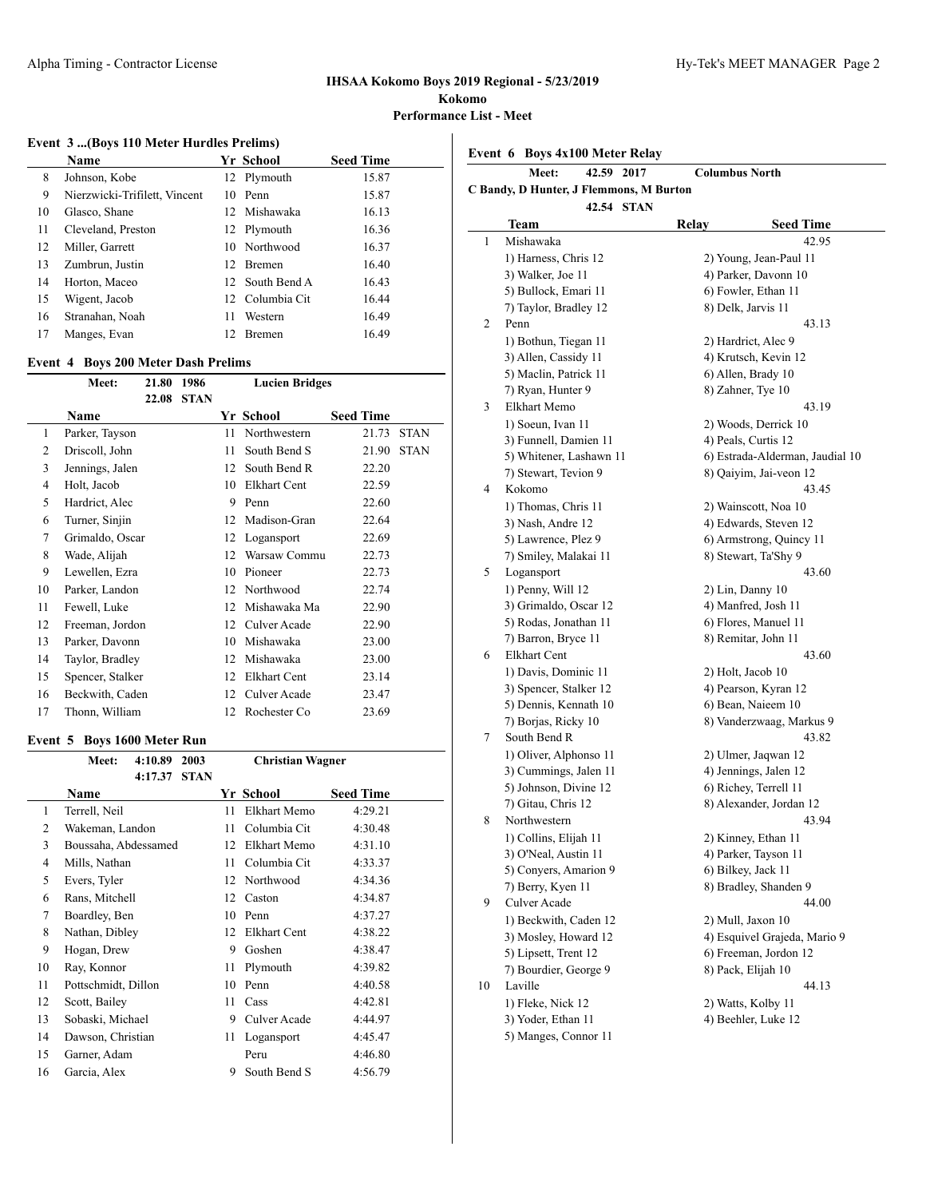## IHSAA Kokomo Boys 2019 Regional - 5/23/2019

**Kokomo**

**Performance List - Meet**

### Event 3 ...(Boys 110 Meter Hurdles Prelims)

| | Name | Yr | School | Seed Time |
|---|---|---|---|---|
| 8 | Johnson, Kobe | 12 | Plymouth | 15.87 |
| 9 | Nierzwicki-Trifilett, Vincent | 10 | Penn | 15.87 |
| 10 | Glasco, Shane | 12 | Mishawaka | 16.13 |
| 11 | Cleveland, Preston | 12 | Plymouth | 16.36 |
| 12 | Miller, Garrett | 10 | Northwood | 16.37 |
| 13 | Zumbrun, Justin | 12 | Bremen | 16.40 |
| 14 | Horton, Maceo | 12 | South Bend A | 16.43 |
| 15 | Wigent, Jacob | 12 | Columbia Cit | 16.44 |
| 16 | Stranahan, Noah | 11 | Western | 16.49 |
| 17 | Manges, Evan | 12 | Bremen | 16.49 |

### Event 4 Boys 200 Meter Dash Prelims

**Meet:** 21.80 1986 **Lucien Bridges**
22.08 STAN

| | Name | Yr | School | Seed Time | |
|---|---|---|---|---|---|
| 1 | Parker, Tayson | 11 | Northwestern | 21.73 | STAN |
| 2 | Driscoll, John | 11 | South Bend S | 21.90 | STAN |
| 3 | Jennings, Jalen | 12 | South Bend R | 22.20 | |
| 4 | Holt, Jacob | 10 | Elkhart Cent | 22.59 | |
| 5 | Hardrict, Alec | 9 | Penn | 22.60 | |
| 6 | Turner, Sinjin | 12 | Madison-Gran | 22.64 | |
| 7 | Grimaldo, Oscar | 12 | Logansport | 22.69 | |
| 8 | Wade, Alijah | 12 | Warsaw Commu | 22.73 | |
| 9 | Lewellen, Ezra | 10 | Pioneer | 22.73 | |
| 10 | Parker, Landon | 12 | Northwood | 22.74 | |
| 11 | Fewell, Luke | 12 | Mishawaka Ma | 22.90 | |
| 12 | Freeman, Jordon | 12 | Culver Acade | 22.90 | |
| 13 | Parker, Davonn | 10 | Mishawaka | 23.00 | |
| 14 | Taylor, Bradley | 12 | Mishawaka | 23.00 | |
| 15 | Spencer, Stalker | 12 | Elkhart Cent | 23.14 | |
| 16 | Beckwith, Caden | 12 | Culver Acade | 23.47 | |
| 17 | Thonn, William | 12 | Rochester Co | 23.69 | |

### Event 5 Boys 1600 Meter Run

**Meet:** 4:10.89 2003 **Christian Wagner**
4:17.37 STAN

| | Name | Yr | School | Seed Time |
|---|---|---|---|---|
| 1 | Terrell, Neil | 11 | Elkhart Memo | 4:29.21 |
| 2 | Wakeman, Landon | 11 | Columbia Cit | 4:30.48 |
| 3 | Boussaha, Abdessamed | 12 | Elkhart Memo | 4:31.10 |
| 4 | Mills, Nathan | 11 | Columbia Cit | 4:33.37 |
| 5 | Evers, Tyler | 12 | Northwood | 4:34.36 |
| 6 | Rans, Mitchell | 12 | Caston | 4:34.87 |
| 7 | Boardley, Ben | 10 | Penn | 4:37.27 |
| 8 | Nathan, Dibley | 12 | Elkhart Cent | 4:38.22 |
| 9 | Hogan, Drew | 9 | Goshen | 4:38.47 |
| 10 | Ray, Konnor | 11 | Plymouth | 4:39.82 |
| 11 | Pottschmidt, Dillon | 10 | Penn | 4:40.58 |
| 12 | Scott, Bailey | 11 | Cass | 4:42.81 |
| 13 | Sobaski, Michael | 9 | Culver Acade | 4:44.97 |
| 14 | Dawson, Christian | 11 | Logansport | 4:45.47 |
| 15 | Garner, Adam | | Peru | 4:46.80 |
| 16 | Garcia, Alex | 9 | South Bend S | 4:56.79 |

### Event 6 Boys 4x100 Meter Relay

**Meet:** 42.59 2017 **Columbus North**
**C Bandy, D Hunter, J Flemmons, M Burton**
42.54 STAN

| | Team | Relay | Seed Time |
|---|---|---|---|
| 1 | Mishawaka | | 42.95 |
| | 1) Harness, Chris 12 | 2) Young, Jean-Paul 11 | |
| | 3) Walker, Joe 11 | 4) Parker, Davonn 10 | |
| | 5) Bullock, Emari 11 | 6) Fowler, Ethan 11 | |
| | 7) Taylor, Bradley 12 | 8) Delk, Jarvis 11 | |
| 2 | Penn | | 43.13 |
| | 1) Bothun, Tiegan 11 | 2) Hardrict, Alec 9 | |
| | 3) Allen, Cassidy 11 | 4) Krutsch, Kevin 12 | |
| | 5) Maclin, Patrick 11 | 6) Allen, Brady 10 | |
| | 7) Ryan, Hunter 9 | 8) Zahner, Tye 10 | |
| 3 | Elkhart Memo | | 43.19 |
| | 1) Soeun, Ivan 11 | 2) Woods, Derrick 10 | |
| | 3) Funnell, Damien 11 | 4) Peals, Curtis 12 | |
| | 5) Whitener, Lashawn 11 | 6) Estrada-Alderman, Jaudial 10 | |
| | 7) Stewart, Tevion 9 | 8) Qaiyim, Jai-veon 12 | |
| 4 | Kokomo | | 43.45 |
| | 1) Thomas, Chris 11 | 2) Wainscott, Noa 10 | |
| | 3) Nash, Andre 12 | 4) Edwards, Steven 12 | |
| | 5) Lawrence, Plez 9 | 6) Armstrong, Quincy 11 | |
| | 7) Smiley, Malakai 11 | 8) Stewart, Ta'Shy 9 | |
| 5 | Logansport | | 43.60 |
| | 1) Penny, Will 12 | 2) Lin, Danny 10 | |
| | 3) Grimaldo, Oscar 12 | 4) Manfred, Josh 11 | |
| | 5) Rodas, Jonathan 11 | 6) Flores, Manuel 11 | |
| | 7) Barron, Bryce 11 | 8) Remitar, John 11 | |
| 6 | Elkhart Cent | | 43.60 |
| | 1) Davis, Dominic 11 | 2) Holt, Jacob 10 | |
| | 3) Spencer, Stalker 12 | 4) Pearson, Kyran 12 | |
| | 5) Dennis, Kennath 10 | 6) Bean, Naieem 10 | |
| | 7) Borjas, Ricky 10 | 8) Vanderzwaag, Markus 9 | |
| 7 | South Bend R | | 43.82 |
| | 1) Oliver, Alphonso 11 | 2) Ulmer, Jaqwan 12 | |
| | 3) Cummings, Jalen 11 | 4) Jennings, Jalen 12 | |
| | 5) Johnson, Divine 12 | 6) Richey, Terrell 11 | |
| | 7) Gitau, Chris 12 | 8) Alexander, Jordan 12 | |
| 8 | Northwestern | | 43.94 |
| | 1) Collins, Elijah 11 | 2) Kinney, Ethan 11 | |
| | 3) O'Neal, Austin 11 | 4) Parker, Tayson 11 | |
| | 5) Conyers, Amarion 9 | 6) Bilkey, Jack 11 | |
| | 7) Berry, Kyen 11 | 8) Bradley, Shanden 9 | |
| 9 | Culver Acade | | 44.00 |
| | 1) Beckwith, Caden 12 | 2) Mull, Jaxon 10 | |
| | 3) Mosley, Howard 12 | 4) Esquivel Grajeda, Mario 9 | |
| | 5) Lipsett, Trent 12 | 6) Freeman, Jordon 12 | |
| | 7) Bourdier, George 9 | 8) Pack, Elijah 10 | |
| 10 | Laville | | 44.13 |
| | 1) Fleke, Nick 12 | 2) Watts, Kolby 11 | |
| | 3) Yoder, Ethan 11 | 4) Beehler, Luke 12 | |
| | 5) Manges, Connor 11 | | |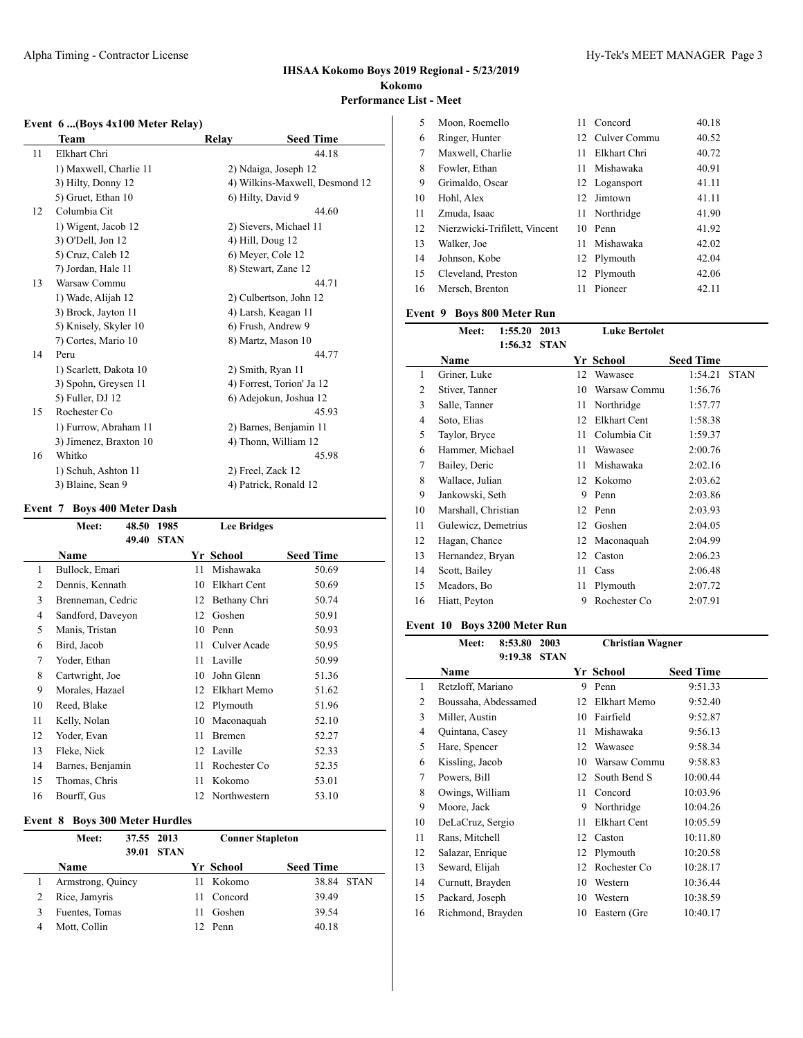## IHSAA Kokomo Boys 2019 Regional - 5/23/2019

**Kokomo**

**Performance List - Meet**

### Event 6 ...(Boys 4x100 Meter Relay)

| | Team | Relay | Seed Time |
|---|---|---|---|
| 11 | Elkhart Chri | | 44.18 |
| | 1) Maxwell, Charlie 11 | 2) Ndaiga, Joseph 12 | |
| | 3) Hilty, Donny 12 | 4) Wilkins-Maxwell, Desmond 12 | |
| | 5) Gruet, Ethan 10 | 6) Hilty, David 9 | |
| 12 | Columbia Cit | | 44.60 |
| | 1) Wigent, Jacob 12 | 2) Sievers, Michael 11 | |
| | 3) O'Dell, Jon 12 | 4) Hill, Doug 12 | |
| | 5) Cruz, Caleb 12 | 6) Meyer, Cole 12 | |
| | 7) Jordan, Hale 11 | 8) Stewart, Zane 12 | |
| 13 | Warsaw Commu | | 44.71 |
| | 1) Wade, Alijah 12 | 2) Culbertson, John 12 | |
| | 3) Brock, Jayton 11 | 4) Larsh, Keagan 11 | |
| | 5) Knisely, Skyler 10 | 6) Frush, Andrew 9 | |
| | 7) Cortes, Mario 10 | 8) Martz, Mason 10 | |
| 14 | Peru | | 44.77 |
| | 1) Scarlett, Dakota 10 | 2) Smith, Ryan 11 | |
| | 3) Spohn, Greysen 11 | 4) Forrest, Torion' Ja 12 | |
| | 5) Fuller, DJ 12 | 6) Adejokun, Joshua 12 | |
| 15 | Rochester Co | | 45.93 |
| | 1) Furrow, Abraham 11 | 2) Barnes, Benjamin 11 | |
| | 3) Jimenez, Braxton 10 | 4) Thonn, William 12 | |
| 16 | Whitko | | 45.98 |
| | 1) Schuh, Ashton 11 | 2) Freel, Zack 12 | |
| | 3) Blaine, Sean 9 | 4) Patrick, Ronald 12 | |

### Event 7 Boys 400 Meter Dash

Meet: 48.50 1985 Lee Bridges
49.40 STAN

| | Name | Yr | School | Seed Time |
|---|---|---|---|---|
| 1 | Bullock, Emari | 11 | Mishawaka | 50.69 |
| 2 | Dennis, Kennath | 10 | Elkhart Cent | 50.69 |
| 3 | Brenneman, Cedric | 12 | Bethany Chri | 50.74 |
| 4 | Sandford, Daveyon | 12 | Goshen | 50.91 |
| 5 | Manis, Tristan | 10 | Penn | 50.93 |
| 6 | Bird, Jacob | 11 | Culver Acade | 50.95 |
| 7 | Yoder, Ethan | 11 | Laville | 50.99 |
| 8 | Cartwright, Joe | 10 | John Glenn | 51.36 |
| 9 | Morales, Hazael | 12 | Elkhart Memo | 51.62 |
| 10 | Reed, Blake | 12 | Plymouth | 51.96 |
| 11 | Kelly, Nolan | 10 | Maconaquah | 52.10 |
| 12 | Yoder, Evan | 11 | Bremen | 52.27 |
| 13 | Fleke, Nick | 12 | Laville | 52.33 |
| 14 | Barnes, Benjamin | 11 | Rochester Co | 52.35 |
| 15 | Thomas, Chris | 11 | Kokomo | 53.01 |
| 16 | Bourff, Gus | 12 | Northwestern | 53.10 |

### Event 8 Boys 300 Meter Hurdles

Meet: 37.55 2013 Conner Stapleton
39.01 STAN

| | Name | Yr | School | Seed Time | |
|---|---|---|---|---|---|
| 1 | Armstrong, Quincy | 11 | Kokomo | 38.84 | STAN |
| 2 | Rice, Jamyris | 11 | Concord | 39.49 | |
| 3 | Fuentes, Tomas | 11 | Goshen | 39.54 | |
| 4 | Mott, Collin | 12 | Penn | 40.18 | |
| 5 | Moon, Roemello | 11 | Concord | 40.18 | |
| 6 | Ringer, Hunter | 12 | Culver Commu | 40.52 | |
| 7 | Maxwell, Charlie | 11 | Elkhart Chri | 40.72 | |
| 8 | Fowler, Ethan | 11 | Mishawaka | 40.91 | |
| 9 | Grimaldo, Oscar | 12 | Logansport | 41.11 | |
| 10 | Hohl, Alex | 12 | Jimtown | 41.11 | |
| 11 | Zmuda, Isaac | 11 | Northridge | 41.90 | |
| 12 | Nierzwicki-Trifilett, Vincent | 10 | Penn | 41.92 | |
| 13 | Walker, Joe | 11 | Mishawaka | 42.02 | |
| 14 | Johnson, Kobe | 12 | Plymouth | 42.04 | |
| 15 | Cleveland, Preston | 12 | Plymouth | 42.06 | |
| 16 | Mersch, Brenton | 11 | Pioneer | 42.11 | |

### Event 9 Boys 800 Meter Run

Meet: 1:55.20 2013 Luke Bertolet
1:56.32 STAN

| | Name | Yr | School | Seed Time | |
|---|---|---|---|---|---|
| 1 | Griner, Luke | 12 | Wawasee | 1:54.21 | STAN |
| 2 | Stiver, Tanner | 10 | Warsaw Commu | 1:56.76 | |
| 3 | Salle, Tanner | 11 | Northridge | 1:57.77 | |
| 4 | Soto, Elias | 12 | Elkhart Cent | 1:58.38 | |
| 5 | Taylor, Bryce | 11 | Columbia Cit | 1:59.37 | |
| 6 | Hammer, Michael | 11 | Wawasee | 2:00.76 | |
| 7 | Bailey, Deric | 11 | Mishawaka | 2:02.16 | |
| 8 | Wallace, Julian | 12 | Kokomo | 2:03.62 | |
| 9 | Jankowski, Seth | 9 | Penn | 2:03.86 | |
| 10 | Marshall, Christian | 12 | Penn | 2:03.93 | |
| 11 | Gulewicz, Demetrius | 12 | Goshen | 2:04.05 | |
| 12 | Hagan, Chance | 12 | Maconaquah | 2:04.99 | |
| 13 | Hernandez, Bryan | 12 | Caston | 2:06.23 | |
| 14 | Scott, Bailey | 11 | Cass | 2:06.48 | |
| 15 | Meadors, Bo | 11 | Plymouth | 2:07.72 | |
| 16 | Hiatt, Peyton | 9 | Rochester Co | 2:07.91 | |

### Event 10 Boys 3200 Meter Run

Meet: 8:53.80 2003 Christian Wagner
9:19.38 STAN

| | Name | Yr | School | Seed Time |
|---|---|---|---|---|
| 1 | Retzloff, Mariano | 9 | Penn | 9:51.33 |
| 2 | Boussaha, Abdessamed | 12 | Elkhart Memo | 9:52.40 |
| 3 | Miller, Austin | 10 | Fairfield | 9:52.87 |
| 4 | Quintana, Casey | 11 | Mishawaka | 9:56.13 |
| 5 | Hare, Spencer | 12 | Wawasee | 9:58.34 |
| 6 | Kissling, Jacob | 10 | Warsaw Commu | 9:58.83 |
| 7 | Powers, Bill | 12 | South Bend S | 10:00.44 |
| 8 | Owings, William | 11 | Concord | 10:03.96 |
| 9 | Moore, Jack | 9 | Northridge | 10:04.26 |
| 10 | DeLaCruz, Sergio | 11 | Elkhart Cent | 10:05.59 |
| 11 | Rans, Mitchell | 12 | Caston | 10:11.80 |
| 12 | Salazar, Enrique | 12 | Plymouth | 10:20.58 |
| 13 | Seward, Elijah | 12 | Rochester Co | 10:28.17 |
| 14 | Curnutt, Brayden | 10 | Western | 10:36.44 |
| 15 | Packard, Joseph | 10 | Western | 10:38.59 |
| 16 | Richmond, Brayden | 10 | Eastern (Gre | 10:40.17 |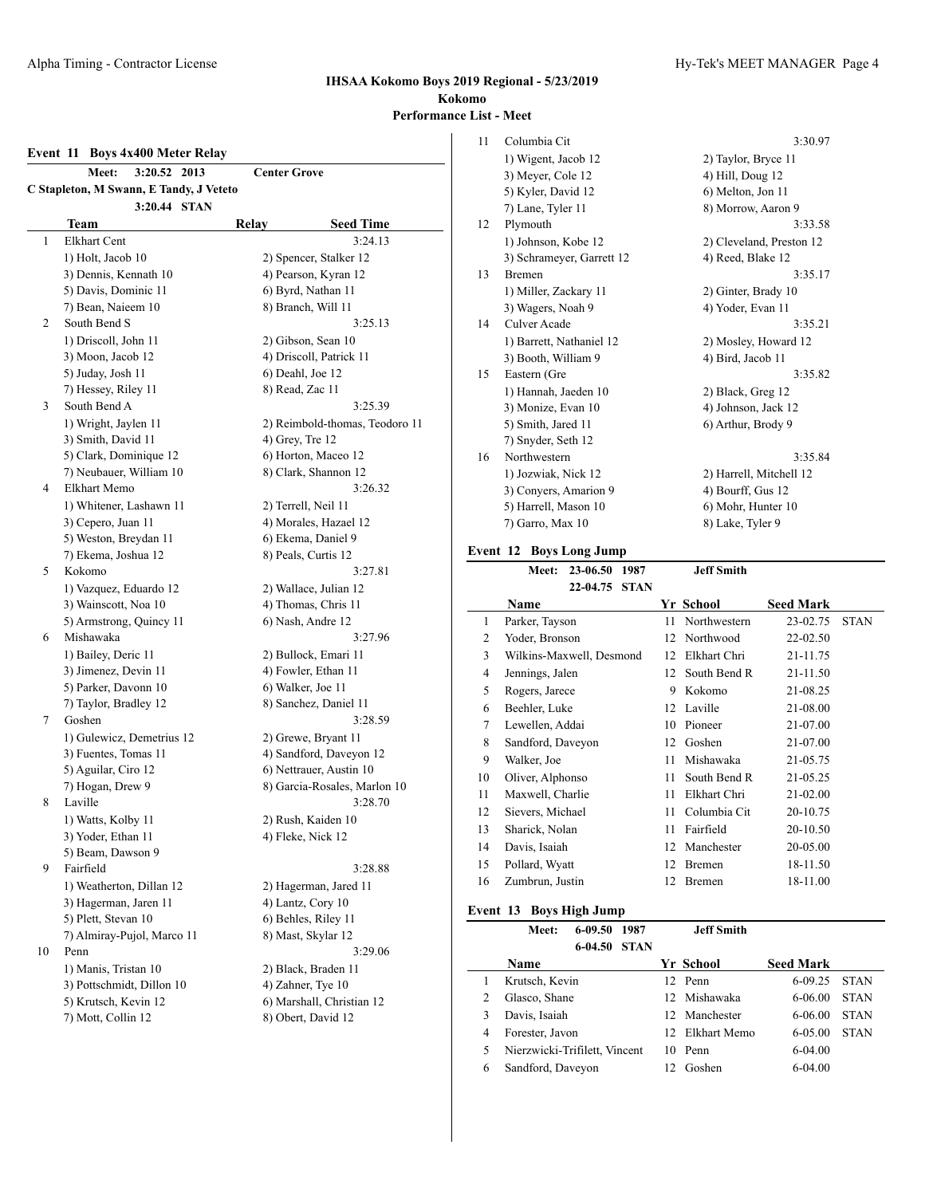## IHSAA Kokomo Boys 2019 Regional - 5/23/2019

**Kokomo**

**Performance List - Meet**

### Event 11 Boys 4x400 Meter Relay

| | **Meet:** 3:20.52 2013 | **Center Grove** |
|---|---|---|
| | C Stapleton, M Swann, E Tandy, J Veteto | |
| | 3:20.44 STAN | |

| | Team | Relay | Seed Time |
|---|---|---|---|
| 1 | Elkhart Cent | | 3:24.13 |
| | 1) Holt, Jacob 10 | 2) Spencer, Stalker 12 | |
| | 3) Dennis, Kennath 10 | 4) Pearson, Kyran 12 | |
| | 5) Davis, Dominic 11 | 6) Byrd, Nathan 11 | |
| | 7) Bean, Naieem 10 | 8) Branch, Will 11 | |
| 2 | South Bend S | | 3:25.13 |
| | 1) Driscoll, John 11 | 2) Gibson, Sean 10 | |
| | 3) Moon, Jacob 12 | 4) Driscoll, Patrick 11 | |
| | 5) Juday, Josh 11 | 6) Deahl, Joe 12 | |
| | 7) Hessey, Riley 11 | 8) Read, Zac 11 | |
| 3 | South Bend A | | 3:25.39 |
| | 1) Wright, Jaylen 11 | 2) Reimbold-thomas, Teodoro 11 | |
| | 3) Smith, David 11 | 4) Grey, Tre 12 | |
| | 5) Clark, Dominique 12 | 6) Horton, Maceo 12 | |
| | 7) Neubauer, William 10 | 8) Clark, Shannon 12 | |
| 4 | Elkhart Memo | | 3:26.32 |
| | 1) Whitener, Lashawn 11 | 2) Terrell, Neil 11 | |
| | 3) Cepero, Juan 11 | 4) Morales, Hazael 12 | |
| | 5) Weston, Breydan 11 | 6) Ekema, Daniel 9 | |
| | 7) Ekema, Joshua 12 | 8) Peals, Curtis 12 | |
| 5 | Kokomo | | 3:27.81 |
| | 1) Vazquez, Eduardo 12 | 2) Wallace, Julian 12 | |
| | 3) Wainscott, Noa 10 | 4) Thomas, Chris 11 | |
| | 5) Armstrong, Quincy 11 | 6) Nash, Andre 12 | |
| 6 | Mishawaka | | 3:27.96 |
| | 1) Bailey, Deric 11 | 2) Bullock, Emari 11 | |
| | 3) Jimenez, Devin 11 | 4) Fowler, Ethan 11 | |
| | 5) Parker, Davonn 10 | 6) Walker, Joe 11 | |
| | 7) Taylor, Bradley 12 | 8) Sanchez, Daniel 11 | |
| 7 | Goshen | | 3:28.59 |
| | 1) Gulewicz, Demetrius 12 | 2) Grewe, Bryant 11 | |
| | 3) Fuentes, Tomas 11 | 4) Sandford, Daveyon 12 | |
| | 5) Aguilar, Ciro 12 | 6) Nettrauer, Austin 10 | |
| | 7) Hogan, Drew 9 | 8) Garcia-Rosales, Marlon 10 | |
| 8 | Laville | | 3:28.70 |
| | 1) Watts, Kolby 11 | 2) Rush, Kaiden 10 | |
| | 3) Yoder, Ethan 11 | 4) Fleke, Nick 12 | |
| | 5) Beam, Dawson 9 | | |
| 9 | Fairfield | | 3:28.88 |
| | 1) Weatherton, Dillan 12 | 2) Hagerman, Jared 11 | |
| | 3) Hagerman, Jaren 11 | 4) Lantz, Cory 10 | |
| | 5) Plett, Stevan 10 | 6) Behles, Riley 11 | |
| | 7) Almiray-Pujol, Marco 11 | 8) Mast, Skylar 12 | |
| 10 | Penn | | 3:29.06 |
| | 1) Manis, Tristan 10 | 2) Black, Braden 11 | |
| | 3) Pottschmidt, Dillon 10 | 4) Zahner, Tye 10 | |
| | 5) Krutsch, Kevin 12 | 6) Marshall, Christian 12 | |
| | 7) Mott, Collin 12 | 8) Obert, David 12 | |
| 11 | Columbia Cit | | 3:30.97 |
| | 1) Wigent, Jacob 12 | 2) Taylor, Bryce 11 | |
| | 3) Meyer, Cole 12 | 4) Hill, Doug 12 | |
| | 5) Kyler, David 12 | 6) Melton, Jon 11 | |
| | 7) Lane, Tyler 11 | 8) Morrow, Aaron 9 | |
| 12 | Plymouth | | 3:33.58 |
| | 1) Johnson, Kobe 12 | 2) Cleveland, Preston 12 | |
| | 3) Schrameyer, Garrett 12 | 4) Reed, Blake 12 | |
| 13 | Bremen | | 3:35.17 |
| | 1) Miller, Zackary 11 | 2) Ginter, Brady 10 | |
| | 3) Wagers, Noah 9 | 4) Yoder, Evan 11 | |
| 14 | Culver Acade | | 3:35.21 |
| | 1) Barrett, Nathaniel 12 | 2) Mosley, Howard 12 | |
| | 3) Booth, William 9 | 4) Bird, Jacob 11 | |
| 15 | Eastern (Gre | | 3:35.82 |
| | 1) Hannah, Jaeden 10 | 2) Black, Greg 12 | |
| | 3) Monize, Evan 10 | 4) Johnson, Jack 12 | |
| | 5) Smith, Jared 11 | 6) Arthur, Brody 9 | |
| | 7) Snyder, Seth 12 | | |
| 16 | Northwestern | | 3:35.84 |
| | 1) Jozwiak, Nick 12 | 2) Harrell, Mitchell 12 | |
| | 3) Conyers, Amarion 9 | 4) Bourff, Gus 12 | |
| | 5) Harrell, Mason 10 | 6) Mohr, Hunter 10 | |
| | 7) Garro, Max 10 | 8) Lake, Tyler 9 | |

### Event 12 Boys Long Jump

| | **Meet:** 23-06.50 1987 | **Jeff Smith** |
|---|---|---|
| | 22-04.75 STAN | |

| | Name | Yr | School | Seed Mark | |
|---|---|---|---|---|---|
| 1 | Parker, Tayson | 11 | Northwestern | 23-02.75 | STAN |
| 2 | Yoder, Bronson | 12 | Northwood | 22-02.50 | |
| 3 | Wilkins-Maxwell, Desmond | 12 | Elkhart Chri | 21-11.75 | |
| 4 | Jennings, Jalen | 12 | South Bend R | 21-11.50 | |
| 5 | Rogers, Jarece | 9 | Kokomo | 21-08.25 | |
| 6 | Beehler, Luke | 12 | Laville | 21-08.00 | |
| 7 | Lewellen, Addai | 10 | Pioneer | 21-07.00 | |
| 8 | Sandford, Daveyon | 12 | Goshen | 21-07.00 | |
| 9 | Walker, Joe | 11 | Mishawaka | 21-05.75 | |
| 10 | Oliver, Alphonso | 11 | South Bend R | 21-05.25 | |
| 11 | Maxwell, Charlie | 11 | Elkhart Chri | 21-02.00 | |
| 12 | Sievers, Michael | 11 | Columbia Cit | 20-10.75 | |
| 13 | Sharick, Nolan | 11 | Fairfield | 20-10.50 | |
| 14 | Davis, Isaiah | 12 | Manchester | 20-05.00 | |
| 15 | Pollard, Wyatt | 12 | Bremen | 18-11.50 | |
| 16 | Zumbrun, Justin | 12 | Bremen | 18-11.00 | |

### Event 13 Boys High Jump

| | **Meet:** 6-09.50 1987 | **Jeff Smith** |
|---|---|---|
| | 6-04.50 STAN | |

| | Name | Yr | School | Seed Mark | |
|---|---|---|---|---|---|
| 1 | Krutsch, Kevin | 12 | Penn | 6-09.25 | STAN |
| 2 | Glasco, Shane | 12 | Mishawaka | 6-06.00 | STAN |
| 3 | Davis, Isaiah | 12 | Manchester | 6-06.00 | STAN |
| 4 | Forester, Javon | 12 | Elkhart Memo | 6-05.00 | STAN |
| 5 | Nierzwicki-Trifilett, Vincent | 10 | Penn | 6-04.00 | |
| 6 | Sandford, Daveyon | 12 | Goshen | 6-04.00 | |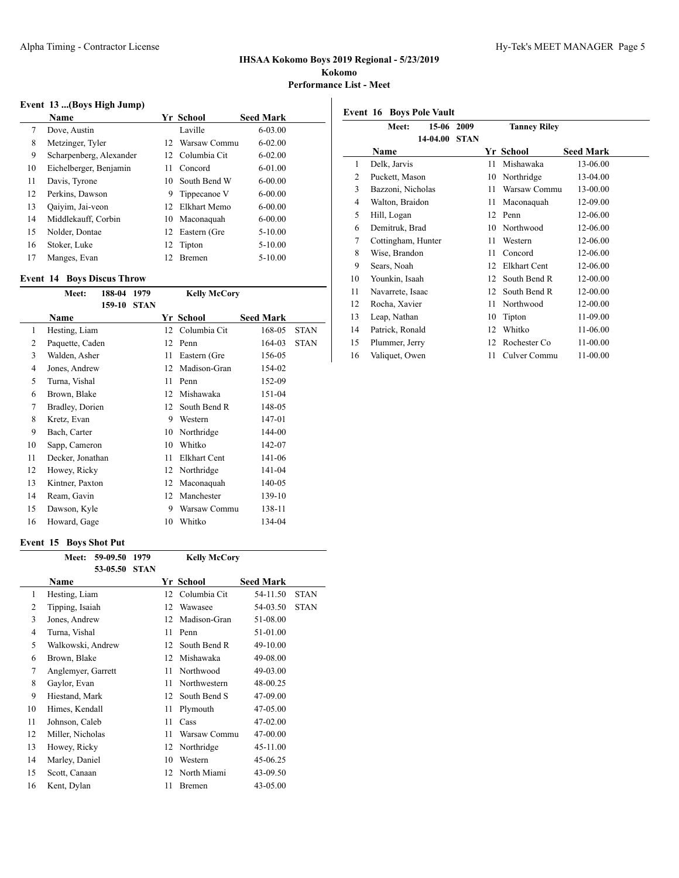## IHSAA Kokomo Boys 2019 Regional - 5/23/2019

**Kokomo**

**Performance List - Meet**

### Event 13 ...(Boys High Jump)

| | Name | Yr | School | Seed Mark |
|---|---|---|---|---|
| 7 | Dove, Austin | | Laville | 6-03.00 |
| 8 | Metzinger, Tyler | 12 | Warsaw Commu | 6-02.00 |
| 9 | Scharpenberg, Alexander | 12 | Columbia Cit | 6-02.00 |
| 10 | Eichelberger, Benjamin | 11 | Concord | 6-01.00 |
| 11 | Davis, Tyrone | 10 | South Bend W | 6-00.00 |
| 12 | Perkins, Dawson | 9 | Tippecanoe V | 6-00.00 |
| 13 | Qaiyim, Jai-veon | 12 | Elkhart Memo | 6-00.00 |
| 14 | Middlekauff, Corbin | 10 | Maconaquah | 6-00.00 |
| 15 | Nolder, Dontae | 12 | Eastern (Gre | 5-10.00 |
| 16 | Stoker, Luke | 12 | Tipton | 5-10.00 |
| 17 | Manges, Evan | 12 | Bremen | 5-10.00 |

### Event 14 Boys Discus Throw

Meet: 188-04 1979 Kelly McCory

159-10 STAN

| | Name | Yr | School | Seed Mark | |
|---|---|---|---|---|---|
| 1 | Hesting, Liam | 12 | Columbia Cit | 168-05 | STAN |
| 2 | Paquette, Caden | 12 | Penn | 164-03 | STAN |
| 3 | Walden, Asher | 11 | Eastern (Gre | 156-05 | |
| 4 | Jones, Andrew | 12 | Madison-Gran | 154-02 | |
| 5 | Turna, Vishal | 11 | Penn | 152-09 | |
| 6 | Brown, Blake | 12 | Mishawaka | 151-04 | |
| 7 | Bradley, Dorien | 12 | South Bend R | 148-05 | |
| 8 | Kretz, Evan | 9 | Western | 147-01 | |
| 9 | Bach, Carter | 10 | Northridge | 144-00 | |
| 10 | Sapp, Cameron | 10 | Whitko | 142-07 | |
| 11 | Decker, Jonathan | 11 | Elkhart Cent | 141-06 | |
| 12 | Howey, Ricky | 12 | Northridge | 141-04 | |
| 13 | Kintner, Paxton | 12 | Maconaquah | 140-05 | |
| 14 | Ream, Gavin | 12 | Manchester | 139-10 | |
| 15 | Dawson, Kyle | 9 | Warsaw Commu | 138-11 | |
| 16 | Howard, Gage | 10 | Whitko | 134-04 | |

### Event 15 Boys Shot Put

Meet: 59-09.50 1979 Kelly McCory

53-05.50 STAN

| | Name | Yr | School | Seed Mark | |
|---|---|---|---|---|---|
| 1 | Hesting, Liam | 12 | Columbia Cit | 54-11.50 | STAN |
| 2 | Tipping, Isaiah | 12 | Wawasee | 54-03.50 | STAN |
| 3 | Jones, Andrew | 12 | Madison-Gran | 51-08.00 | |
| 4 | Turna, Vishal | 11 | Penn | 51-01.00 | |
| 5 | Walkowski, Andrew | 12 | South Bend R | 49-10.00 | |
| 6 | Brown, Blake | 12 | Mishawaka | 49-08.00 | |
| 7 | Anglemyer, Garrett | 11 | Northwood | 49-03.00 | |
| 8 | Gaylor, Evan | 11 | Northwestern | 48-00.25 | |
| 9 | Hiestand, Mark | 12 | South Bend S | 47-09.00 | |
| 10 | Himes, Kendall | 11 | Plymouth | 47-05.00 | |
| 11 | Johnson, Caleb | 11 | Cass | 47-02.00 | |
| 12 | Miller, Nicholas | 11 | Warsaw Commu | 47-00.00 | |
| 13 | Howey, Ricky | 12 | Northridge | 45-11.00 | |
| 14 | Marley, Daniel | 10 | Western | 45-06.25 | |
| 15 | Scott, Canaan | 12 | North Miami | 43-09.50 | |
| 16 | Kent, Dylan | 11 | Bremen | 43-05.00 | |

### Event 16 Boys Pole Vault

Meet: 15-06 2009 Tanney Riley

14-04.00 STAN

| | Name | Yr | School | Seed Mark |
|---|---|---|---|---|
| 1 | Delk, Jarvis | 11 | Mishawaka | 13-06.00 |
| 2 | Puckett, Mason | 10 | Northridge | 13-04.00 |
| 3 | Bazzoni, Nicholas | 11 | Warsaw Commu | 13-00.00 |
| 4 | Walton, Braidon | 11 | Maconaquah | 12-09.00 |
| 5 | Hill, Logan | 12 | Penn | 12-06.00 |
| 6 | Demitruk, Brad | 10 | Northwood | 12-06.00 |
| 7 | Cottingham, Hunter | 11 | Western | 12-06.00 |
| 8 | Wise, Brandon | 11 | Concord | 12-06.00 |
| 9 | Sears, Noah | 12 | Elkhart Cent | 12-06.00 |
| 10 | Younkin, Isaah | 12 | South Bend R | 12-00.00 |
| 11 | Navarrete, Isaac | 12 | South Bend R | 12-00.00 |
| 12 | Rocha, Xavier | 11 | Northwood | 12-00.00 |
| 13 | Leap, Nathan | 10 | Tipton | 11-09.00 |
| 14 | Patrick, Ronald | 12 | Whitko | 11-06.00 |
| 15 | Plummer, Jerry | 12 | Rochester Co | 11-00.00 |
| 16 | Valiquet, Owen | 11 | Culver Commu | 11-00.00 |